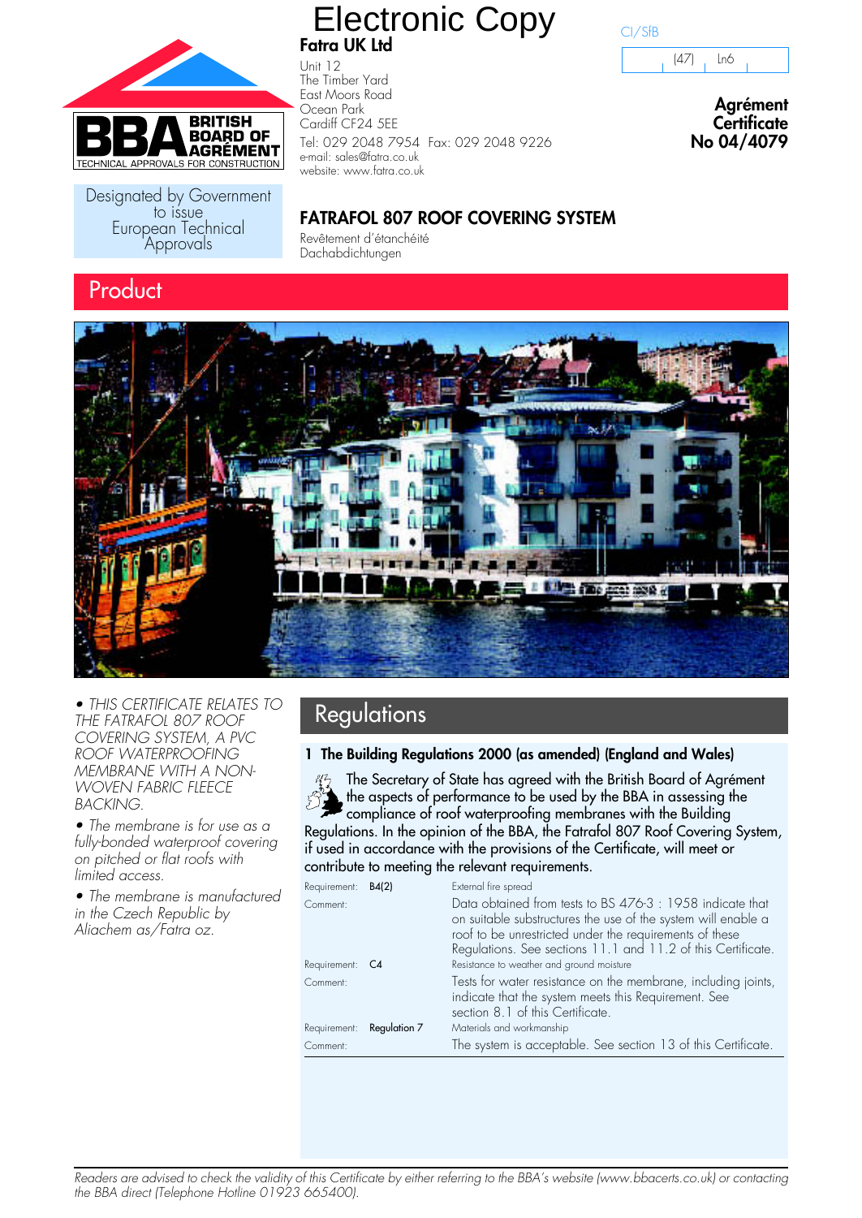# Electronic Copy

**Fatra UK Ltd**

Unit 12
The Timber Yard
East Moors Road
Ocean Park
Cardiff CF24 5EE
Tel: 029 2048 7954 Fax: 029 2048 9226
e-mail: sales@fatra.co.uk
website: www.fatra.co.uk

CI/SfB

| (47) | Ln6 |
|---|---|

**Agrément Certificate**
**No 04/4079**

BRITISH BOARD OF AGRÉMENT
TECHNICAL APPROVALS FOR CONSTRUCTION

Designated by Government to issue European Technical Approvals

## FATRAFOL 807 ROOF COVERING SYSTEM

Revêtement d'étanchéité
Dachabdichtungen

## Product

- *THIS CERTIFICATE RELATES TO THE FATRAFOL 807 ROOF COVERING SYSTEM, A PVC ROOF WATERPROOFING MEMBRANE WITH A NON-WOVEN FABRIC FLEECE BACKING.*
- *The membrane is for use as a fully-bonded waterproof covering on pitched or flat roofs with limited access.*
- *The membrane is manufactured in the Czech Republic by Aliachem as/Fatra oz.*

## Regulations

### 1 The Building Regulations 2000 (as amended) (England and Wales)

The Secretary of State has agreed with the British Board of Agrément the aspects of performance to be used by the BBA in assessing the compliance of roof waterproofing membranes with the Building Regulations. In the opinion of the BBA, the Fatrafol 807 Roof Covering System, if used in accordance with the provisions of the Certificate, will meet or contribute to meeting the relevant requirements.

Requirement: **B4(2)** External fire spread

Comment: Data obtained from tests to BS 476-3 : 1958 indicate that on suitable substructures the use of the system will enable a roof to be unrestricted under the requirements of these Regulations. See sections 11.1 and 11.2 of this Certificate.

Requirement: **C4** Resistance to weather and ground moisture

Comment: Tests for water resistance on the membrane, including joints, indicate that the system meets this Requirement. See section 8.1 of this Certificate.

Requirement: **Regulation 7** Materials and workmanship

Comment: The system is acceptable. See section 13 of this Certificate.

*Readers are advised to check the validity of this Certificate by either referring to the BBA's website (www.bbacerts.co.uk) or contacting the BBA direct (Telephone Hotline 01923 665400).*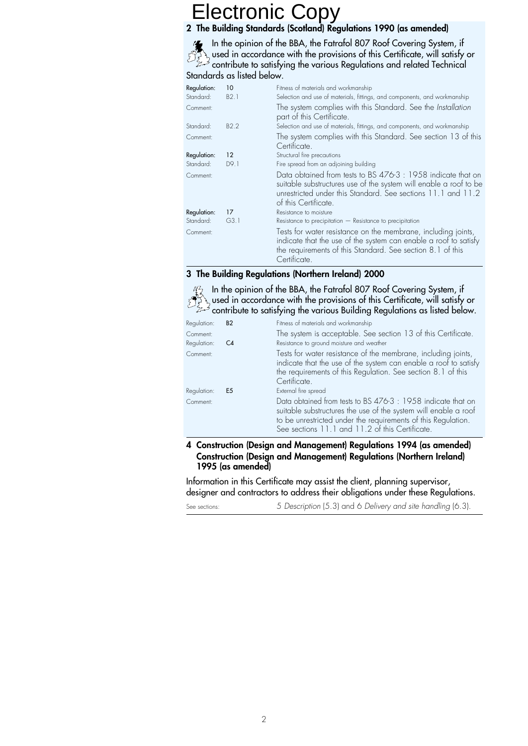Electronic Copy

## 2 The Building Standards (Scotland) Regulations 1990 (as amended)

In the opinion of the BBA, the Fatrafol 807 Roof Covering System, if used in accordance with the provisions of this Certificate, will satisfy or contribute to satisfying the various Regulations and related Technical Standards as listed below.

**Regulation:** 10 — Fitness of materials and workmanship

Standard: B2.1 — Selection and use of materials, fittings, and components, and workmanship

Comment: The system complies with this Standard. See the *Installation* part of this Certificate.

Standard: B2.2 — Selection and use of materials, fittings, and components, and workmanship

Comment: The system complies with this Standard. See section 13 of this Certificate.

**Regulation:** 12 — Structural fire precautions

Standard: D9.1 — Fire spread from an adjoining building

Comment: Data obtained from tests to BS 476-3 : 1958 indicate that on suitable substructures use of the system will enable a roof to be unrestricted under this Standard. See sections 11.1 and 11.2 of this Certificate.

**Regulation:** 17 — Resistance to moisture

Standard: G3.1 — Resistance to precipitation — Resistance to precipitation

Comment: Tests for water resistance on the membrane, including joints, indicate that the use of the system can enable a roof to satisfy the requirements of this Standard. See section 8.1 of this Certificate.

## 3 The Building Regulations (Northern Ireland) 2000

In the opinion of the BBA, the Fatrafol 807 Roof Covering System, if used in accordance with the provisions of this Certificate, will satisfy or contribute to satisfying the various Building Regulations as listed below.

Regulation: **B2** — Fitness of materials and workmanship

Comment: The system is acceptable. See section 13 of this Certificate.

Regulation: **C4** — Resistance to ground moisture and weather

Comment: Tests for water resistance of the membrane, including joints, indicate that the use of the system can enable a roof to satisfy the requirements of this Regulation. See section 8.1 of this Certificate.

Regulation: **E5** — External fire spread

Comment: Data obtained from tests to BS 476-3 : 1958 indicate that on suitable substructures the use of the system will enable a roof to be unrestricted under the requirements of this Regulation. See sections 11.1 and 11.2 of this Certificate.

## 4 Construction (Design and Management) Regulations 1994 (as amended) Construction (Design and Management) Regulations (Northern Ireland) 1995 (as amended)

Information in this Certificate may assist the client, planning supervisor, designer and contractors to address their obligations under these Regulations.

See sections: 5 *Description* (5.3) and 6 *Delivery and site handling* (6.3).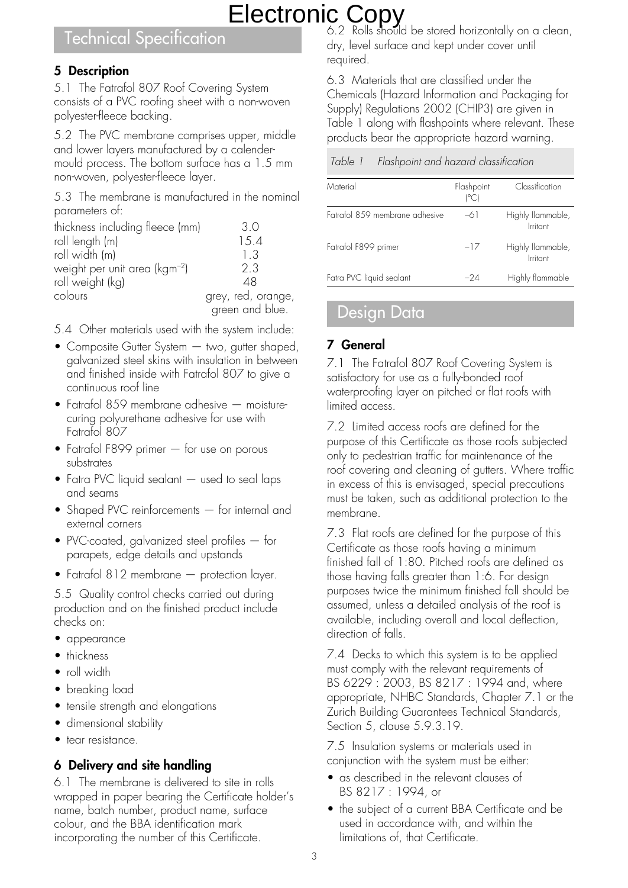Electronic Copy

## Technical Specification

### 5 Description

5.1 The Fatrafol 807 Roof Covering System consists of a PVC roofing sheet with a non-woven polyester-fleece backing.

5.2 The PVC membrane comprises upper, middle and lower layers manufactured by a calender-mould process. The bottom surface has a 1.5 mm non-woven, polyester-fleece layer.

5.3 The membrane is manufactured in the nominal parameters of:

| | |
|---|---|
| thickness including fleece (mm) | 3.0 |
| roll length (m) | 15.4 |
| roll width (m) | 1.3 |
| weight per unit area (kgm$^{-2}$) | 2.3 |
| roll weight (kg) | 48 |
| colours | grey, red, orange, green and blue. |

5.4 Other materials used with the system include:

- Composite Gutter System — two, gutter shaped, galvanized steel skins with insulation in between and finished inside with Fatrafol 807 to give a continuous roof line
- Fatrafol 859 membrane adhesive — moisture-curing polyurethane adhesive for use with Fatrafol 807
- Fatrafol F899 primer — for use on porous substrates
- Fatra PVC liquid sealant — used to seal laps and seams
- Shaped PVC reinforcements — for internal and external corners
- PVC-coated, galvanized steel profiles — for parapets, edge details and upstands
- Fatrafol 812 membrane — protection layer.

5.5 Quality control checks carried out during production and on the finished product include checks on:

- appearance
- thickness
- roll width
- breaking load
- tensile strength and elongations
- dimensional stability
- tear resistance.

### 6 Delivery and site handling

6.1 The membrane is delivered to site in rolls wrapped in paper bearing the Certificate holder's name, batch number, product name, surface colour, and the BBA identification mark incorporating the number of this Certificate.

6.2 Rolls should be stored horizontally on a clean, dry, level surface and kept under cover until required.

6.3 Materials that are classified under the Chemicals (Hazard Information and Packaging for Supply) Regulations 2002 (CHIP3) are given in Table 1 along with flashpoints where relevant. These products bear the appropriate hazard warning.

*Table 1 Flashpoint and hazard classification*

| Material | Flashpoint (°C) | Classification |
|---|---|---|
| Fatrafol 859 membrane adhesive | –61 | Highly flammable, Irritant |
| Fatrafol F899 primer | –17 | Highly flammable, Irritant |
| Fatra PVC liquid sealant | –24 | Highly flammable |

## Design Data

### 7 General

7.1 The Fatrafol 807 Roof Covering System is satisfactory for use as a fully-bonded roof waterproofing layer on pitched or flat roofs with limited access.

7.2 Limited access roofs are defined for the purpose of this Certificate as those roofs subjected only to pedestrian traffic for maintenance of the roof covering and cleaning of gutters. Where traffic in excess of this is envisaged, special precautions must be taken, such as additional protection to the membrane.

7.3 Flat roofs are defined for the purpose of this Certificate as those roofs having a minimum finished fall of 1:80. Pitched roofs are defined as those having falls greater than 1:6. For design purposes twice the minimum finished fall should be assumed, unless a detailed analysis of the roof is available, including overall and local deflection, direction of falls.

7.4 Decks to which this system is to be applied must comply with the relevant requirements of BS 6229 : 2003, BS 8217 : 1994 and, where appropriate, NHBC Standards, Chapter 7.1 or the Zurich Building Guarantees Technical Standards, Section 5, clause 5.9.3.19.

7.5 Insulation systems or materials used in conjunction with the system must be either:

- as described in the relevant clauses of BS 8217 : 1994, or
- the subject of a current BBA Certificate and be used in accordance with, and within the limitations of, that Certificate.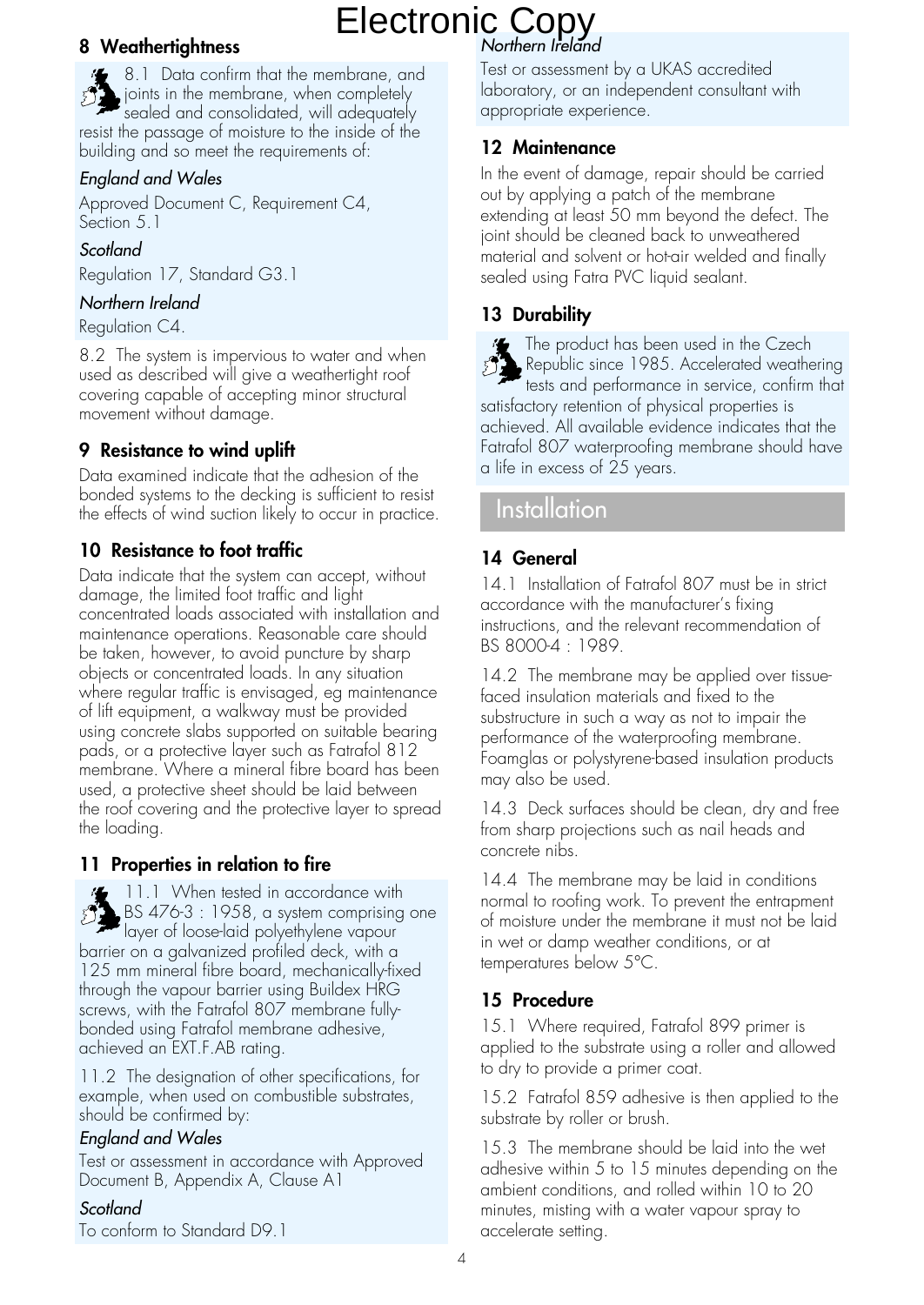## 8 Weathertightness

8.1 Data confirm that the membrane, and joints in the membrane, when completely sealed and consolidated, will adequately resist the passage of moisture to the inside of the building and so meet the requirements of:

*England and Wales*

Approved Document C, Requirement C4, Section 5.1

*Scotland*

Regulation 17, Standard G3.1

*Northern Ireland*

Regulation C4.

8.2 The system is impervious to water and when used as described will give a weathertight roof covering capable of accepting minor structural movement without damage.

## 9 Resistance to wind uplift

Data examined indicate that the adhesion of the bonded systems to the decking is sufficient to resist the effects of wind suction likely to occur in practice.

## 10 Resistance to foot traffic

Data indicate that the system can accept, without damage, the limited foot traffic and light concentrated loads associated with installation and maintenance operations. Reasonable care should be taken, however, to avoid puncture by sharp objects or concentrated loads. In any situation where regular traffic is envisaged, eg maintenance of lift equipment, a walkway must be provided using concrete slabs supported on suitable bearing pads, or a protective layer such as Fatrafol 812 membrane. Where a mineral fibre board has been used, a protective sheet should be laid between the roof covering and the protective layer to spread the loading.

## 11 Properties in relation to fire

11.1 When tested in accordance with BS 476-3 : 1958, a system comprising one layer of loose-laid polyethylene vapour barrier on a galvanized profiled deck, with a 125 mm mineral fibre board, mechanically-fixed through the vapour barrier using Buildex HRG screws, with the Fatrafol 807 membrane fully-bonded using Fatrafol membrane adhesive, achieved an EXT.F.AB rating.

11.2 The designation of other specifications, for example, when used on combustible substrates, should be confirmed by:

*England and Wales*

Test or assessment in accordance with Approved Document B, Appendix A, Clause A1

*Scotland*

To conform to Standard D9.1

*Northern Ireland*

Test or assessment by a UKAS accredited laboratory, or an independent consultant with appropriate experience.

## 12 Maintenance

In the event of damage, repair should be carried out by applying a patch of the membrane extending at least 50 mm beyond the defect. The joint should be cleaned back to unweathered material and solvent or hot-air welded and finally sealed using Fatra PVC liquid sealant.

## 13 Durability

The product has been used in the Czech Republic since 1985. Accelerated weathering tests and performance in service, confirm that satisfactory retention of physical properties is achieved. All available evidence indicates that the Fatrafol 807 waterproofing membrane should have a life in excess of 25 years.

# Installation

## 14 General

14.1 Installation of Fatrafol 807 must be in strict accordance with the manufacturer's fixing instructions, and the relevant recommendation of BS 8000-4 : 1989.

14.2 The membrane may be applied over tissue-faced insulation materials and fixed to the substructure in such a way as not to impair the performance of the waterproofing membrane. Foamglas or polystyrene-based insulation products may also be used.

14.3 Deck surfaces should be clean, dry and free from sharp projections such as nail heads and concrete nibs.

14.4 The membrane may be laid in conditions normal to roofing work. To prevent the entrapment of moisture under the membrane it must not be laid in wet or damp weather conditions, or at temperatures below 5°C.

## 15 Procedure

15.1 Where required, Fatrafol 899 primer is applied to the substrate using a roller and allowed to dry to provide a primer coat.

15.2 Fatrafol 859 adhesive is then applied to the substrate by roller or brush.

15.3 The membrane should be laid into the wet adhesive within 5 to 15 minutes depending on the ambient conditions, and rolled within 10 to 20 minutes, misting with a water vapour spray to accelerate setting.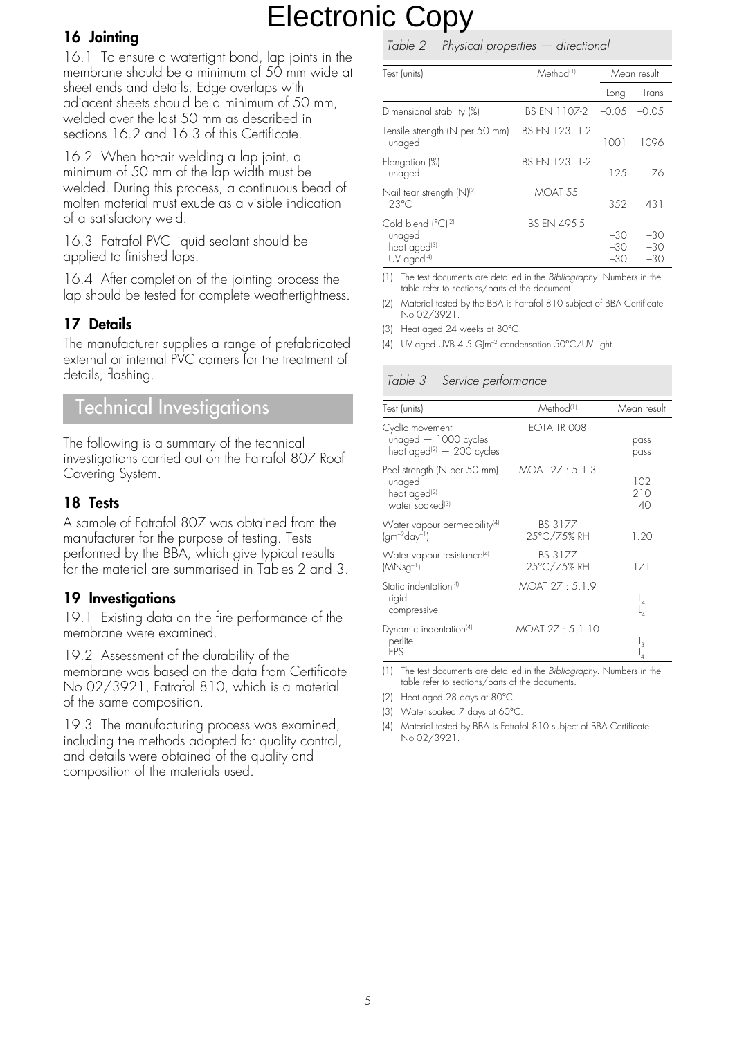# Electronic Copy

## 16 Jointing

16.1 To ensure a watertight bond, lap joints in the membrane should be a minimum of 50 mm wide at sheet ends and details. Edge overlaps with adjacent sheets should be a minimum of 50 mm, welded over the last 50 mm as described in sections 16.2 and 16.3 of this Certificate.

16.2 When hot-air welding a lap joint, a minimum of 50 mm of the lap width must be welded. During this process, a continuous bead of molten material must exude as a visible indication of a satisfactory weld.

16.3 Fatrafol PVC liquid sealant should be applied to finished laps.

16.4 After completion of the jointing process the lap should be tested for complete weathertightness.

## 17 Details

The manufacturer supplies a range of prefabricated external or internal PVC corners for the treatment of details, flashing.

# Technical Investigations

The following is a summary of the technical investigations carried out on the Fatrafol 807 Roof Covering System.

## 18 Tests

A sample of Fatrafol 807 was obtained from the manufacturer for the purpose of testing. Tests performed by the BBA, which give typical results for the material are summarised in Tables 2 and 3.

## 19 Investigations

19.1 Existing data on the fire performance of the membrane were examined.

19.2 Assessment of the durability of the membrane was based on the data from Certificate No 02/3921, Fatrafol 810, which is a material of the same composition.

19.3 The manufacturing process was examined, including the methods adopted for quality control, and details were obtained of the quality and composition of the materials used.

*Table 2 Physical properties — directional*

| Test (units) | Method[1] | Mean result | |
|---|---|---|---|
| | | Long | Trans |
| Dimensional stability (%) | BS EN 1107-2 | −0.05 | −0.05 |
| Tensile strength (N per 50 mm) unaged | BS EN 12311-2 | 1001 | 1096 |
| Elongation (%) unaged | BS EN 12311-2 | 125 | 76 |
| Nail tear strength (N)[2] 23°C | MOAT 55 | 352 | 431 |
| Cold blend (°C)[2] | BS EN 495-5 | | |
| unaged | | −30 | −30 |
| heat aged[3] | | −30 | −30 |
| UV aged[4] | | −30 | −30 |

(1) The test documents are detailed in the *Bibliography*. Numbers in the table refer to sections/parts of the document.

(2) Material tested by the BBA is Fatrafol 810 subject of BBA Certificate No 02/3921.

(3) Heat aged 24 weeks at 80°C.

(4) UV aged UVB 4.5 $GJm^{-2}$ condensation 50°C/UV light.

*Table 3 Service performance*

| Test (units) | Method[1] | Mean result |
|---|---|---|
| Cyclic movement | EOTA TR 008 | |
| unaged — 1000 cycles | | pass |
| heat aged[2] — 200 cycles | | pass |
| Peel strength (N per 50 mm) | MOAT 27 : 5.1.3 | |
| unaged | | 102 |
| heat aged[2] | | 210 |
| water soaked[3] | | 40 |
| Water vapour permeability[4] ($gm^{-2}day^{-1}$) | BS 3177 25°C/75% RH | 1.20 |
| Water vapour resistance[4] ($MNsg^{-1}$) | BS 3177 25°C/75% RH | 171 |
| Static indentation[4] | MOAT 27 : 5.1.9 | |
| rigid | | $L_4$ |
| compressive | | $L_4$ |
| Dynamic indentation[4] | MOAT 27 : 5.1.10 | |
| perlite | | $I_3$ |
| EPS | | $I_4$ |

(1) The test documents are detailed in the *Bibliography*. Numbers in the table refer to sections/parts of the documents.

(2) Heat aged 28 days at 80°C.

(3) Water soaked 7 days at 60°C.

(4) Material tested by BBA is Fatrafol 810 subject of BBA Certificate No 02/3921.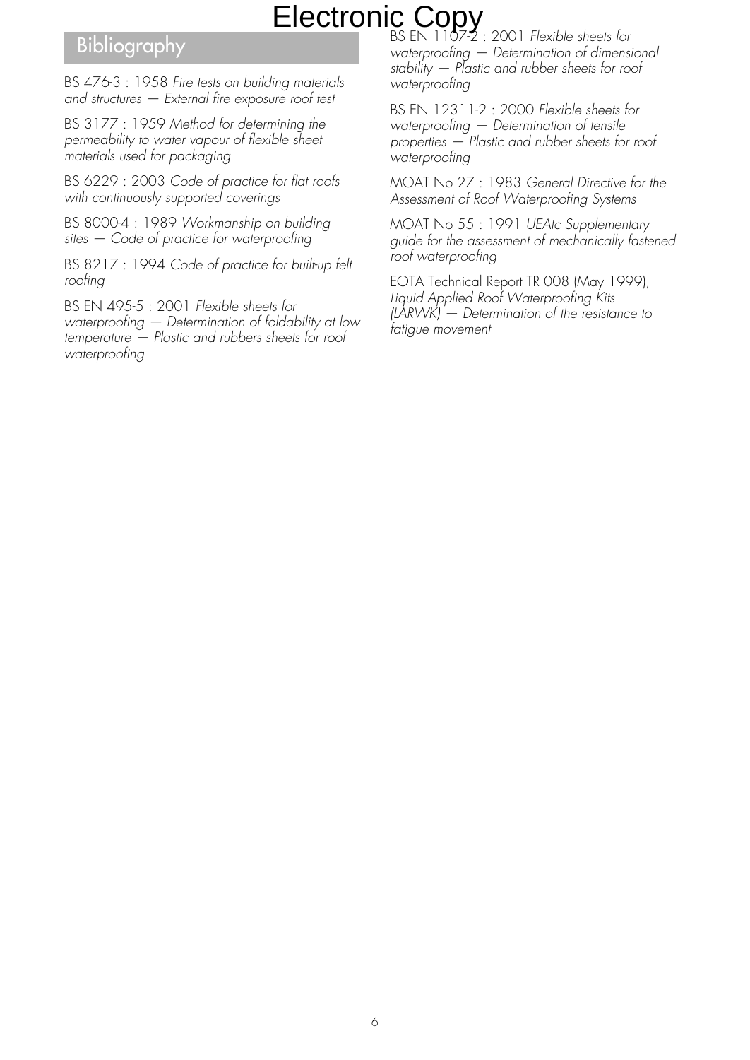# Bibliography

BS 476-3 : 1958 *Fire tests on building materials and structures — External fire exposure roof test*

BS 3177 : 1959 *Method for determining the permeability to water vapour of flexible sheet materials used for packaging*

BS 6229 : 2003 *Code of practice for flat roofs with continuously supported coverings*

BS 8000-4 : 1989 *Workmanship on building sites — Code of practice for waterproofing*

BS 8217 : 1994 *Code of practice for built-up felt roofing*

BS EN 495-5 : 2001 *Flexible sheets for waterproofing — Determination of foldability at low temperature — Plastic and rubbers sheets for roof waterproofing*

BS EN 1107-2 : 2001 *Flexible sheets for waterproofing — Determination of dimensional stability — Plastic and rubber sheets for roof waterproofing*

BS EN 12311-2 : 2000 *Flexible sheets for waterproofing — Determination of tensile properties — Plastic and rubber sheets for roof waterproofing*

MOAT No 27 : 1983 *General Directive for the Assessment of Roof Waterproofing Systems*

MOAT No 55 : 1991 *UEAtc Supplementary guide for the assessment of mechanically fastened roof waterproofing*

EOTA Technical Report TR 008 (May 1999), *Liquid Applied Roof Waterproofing Kits (LARWK) — Determination of the resistance to fatigue movement*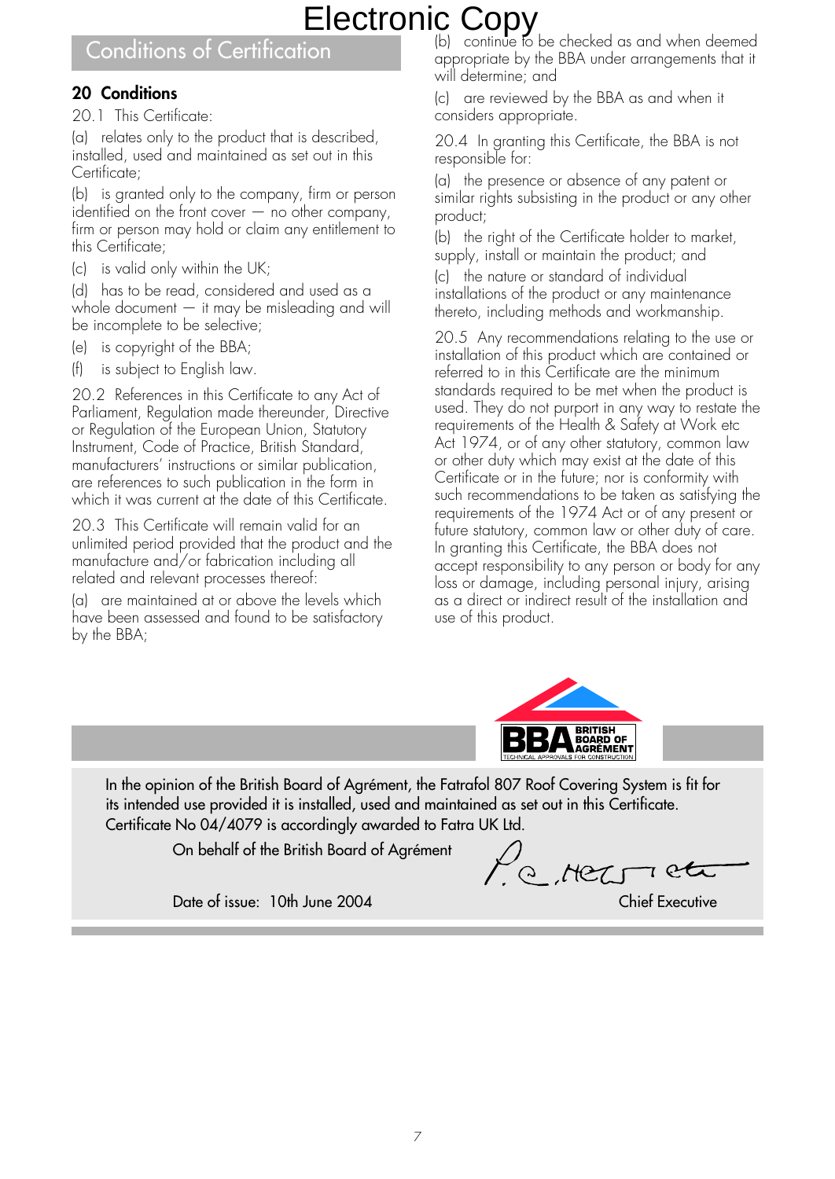Electronic Copy

# Conditions of Certification

## 20 Conditions

20.1 This Certificate:

(a) relates only to the product that is described, installed, used and maintained as set out in this Certificate;

(b) is granted only to the company, firm or person identified on the front cover — no other company, firm or person may hold or claim any entitlement to this Certificate;

(c) is valid only within the UK;

(d) has to be read, considered and used as a whole document — it may be misleading and will be incomplete to be selective;

(e) is copyright of the BBA;

(f) is subject to English law.

20.2 References in this Certificate to any Act of Parliament, Regulation made thereunder, Directive or Regulation of the European Union, Statutory Instrument, Code of Practice, British Standard, manufacturers' instructions or similar publication, are references to such publication in the form in which it was current at the date of this Certificate.

20.3 This Certificate will remain valid for an unlimited period provided that the product and the manufacture and/or fabrication including all related and relevant processes thereof:

(a) are maintained at or above the levels which have been assessed and found to be satisfactory by the BBA;

(b) continue to be checked as and when deemed appropriate by the BBA under arrangements that it will determine; and

(c) are reviewed by the BBA as and when it considers appropriate.

20.4 In granting this Certificate, the BBA is not responsible for:

(a) the presence or absence of any patent or similar rights subsisting in the product or any other product;

(b) the right of the Certificate holder to market, supply, install or maintain the product; and

(c) the nature or standard of individual installations of the product or any maintenance thereto, including methods and workmanship.

20.5 Any recommendations relating to the use or installation of this product which are contained or referred to in this Certificate are the minimum standards required to be met when the product is used. They do not purport in any way to restate the requirements of the Health & Safety at Work etc Act 1974, or of any other statutory, common law or other duty which may exist at the date of this Certificate or in the future; nor is conformity with such recommendations to be taken as satisfying the requirements of the 1974 Act or of any present or future statutory, common law or other duty of care. In granting this Certificate, the BBA does not accept responsibility to any person or body for any loss or damage, including personal injury, arising as a direct or indirect result of the installation and use of this product.

BBA BRITISH BOARD OF AGRÉMENT
TECHNICAL APPROVALS FOR CONSTRUCTION

In the opinion of the British Board of Agrément, the Fatrafol 807 Roof Covering System is fit for its intended use provided it is installed, used and maintained as set out in this Certificate. Certificate No 04/4079 is accordingly awarded to Fatra UK Ltd.

On behalf of the British Board of Agrément

Date of issue: 10th June 2004

Chief Executive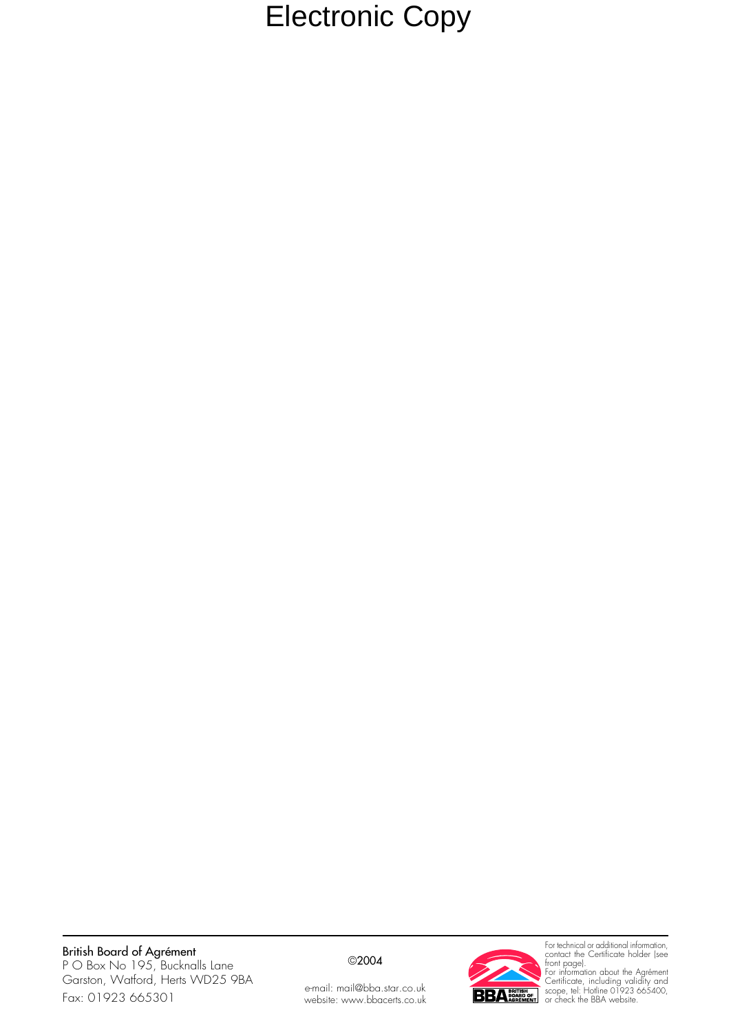Electronic Copy

British Board of Agrément
P O Box No 195, Bucknalls Lane
Garston, Watford, Herts WD25 9BA
Fax: 01923 665301

©2004

e-mail: mail@bba.star.co.uk
website: www.bbacerts.co.uk

For technical or additional information, contact the Certificate holder (see front page).
For information about the Agrément Certificate, including validity and scope, tel: Hotline 01923 665400, or check the BBA website.